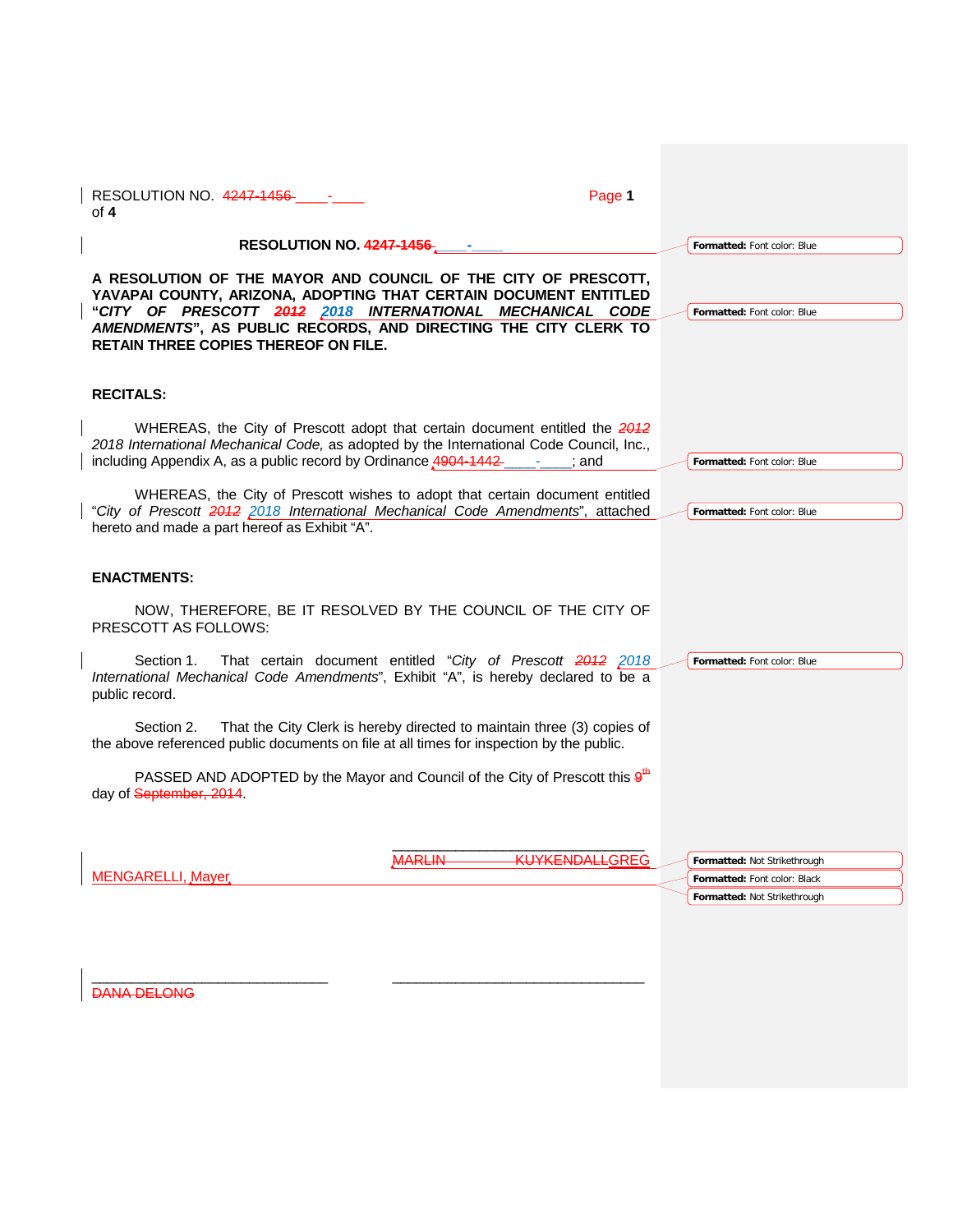**RESOLUTION NO. 4247-1456 ____-____**

**A RESOLUTION OF THE MAYOR AND COUNCIL OF THE CITY OF PRESCOTT, YAVAPAI COUNTY, ARIZONA, ADOPTING THAT CERTAIN DOCUMENT ENTITLED "*CITY OF PRESCOTT 2012 2018 INTERNATIONAL MECHANICAL CODE AMENDMENTS*", AS PUBLIC RECORDS, AND DIRECTING THE CITY CLERK TO RETAIN THREE COPIES THEREOF ON FILE.**

**RECITALS:**

WHEREAS, the City of Prescott adopt that certain document entitled the *2012 2018 International Mechanical Code,* as adopted by the International Code Council, Inc., including Appendix A, as a public record by Ordinance 4904-1442 ____-____; and

WHEREAS, the City of Prescott wishes to adopt that certain document entitled "*City of Prescott 2012 2018 International Mechanical Code Amendments*", attached hereto and made a part hereof as Exhibit "A".

**ENACTMENTS:**

NOW, THEREFORE, BE IT RESOLVED BY THE COUNCIL OF THE CITY OF PRESCOTT AS FOLLOWS:

Section 1. That certain document entitled "*City of Prescott 2012 2018 International Mechanical Code Amendments*", Exhibit "A", is hereby declared to be a public record.

Section 2. That the City Clerk is hereby directed to maintain three (3) copies of the above referenced public documents on file at all times for inspection by the public.

PASSED AND ADOPTED by the Mayor and Council of the City of Prescott this 9th day of September, 2014.

_______________________________
MARLIN KUYKENDALL GREG MENGARELLI, Mayor

_______________________________
DANA DELONG

_______________________________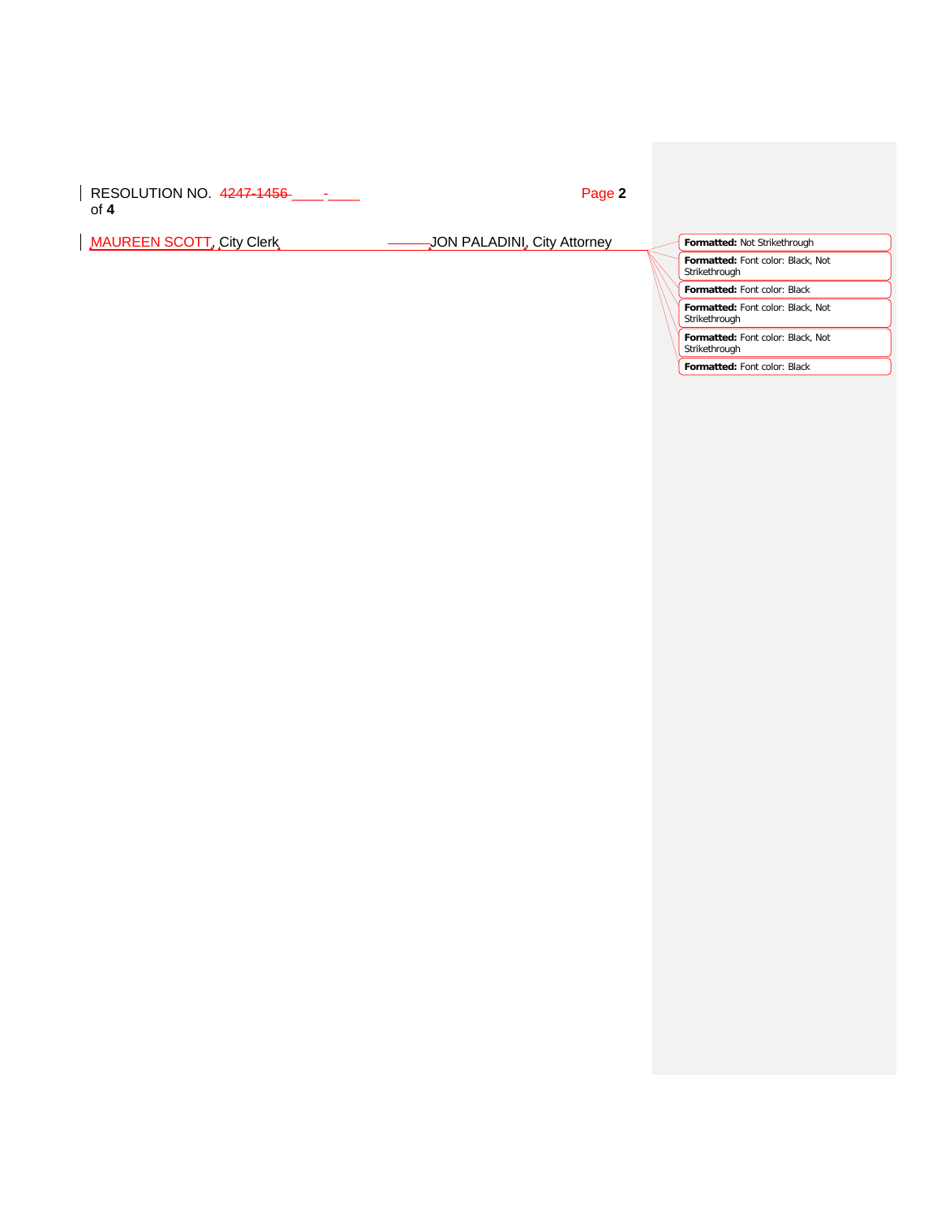MAUREEN SCOTT, City Clerk JON PALADINI, City Attorney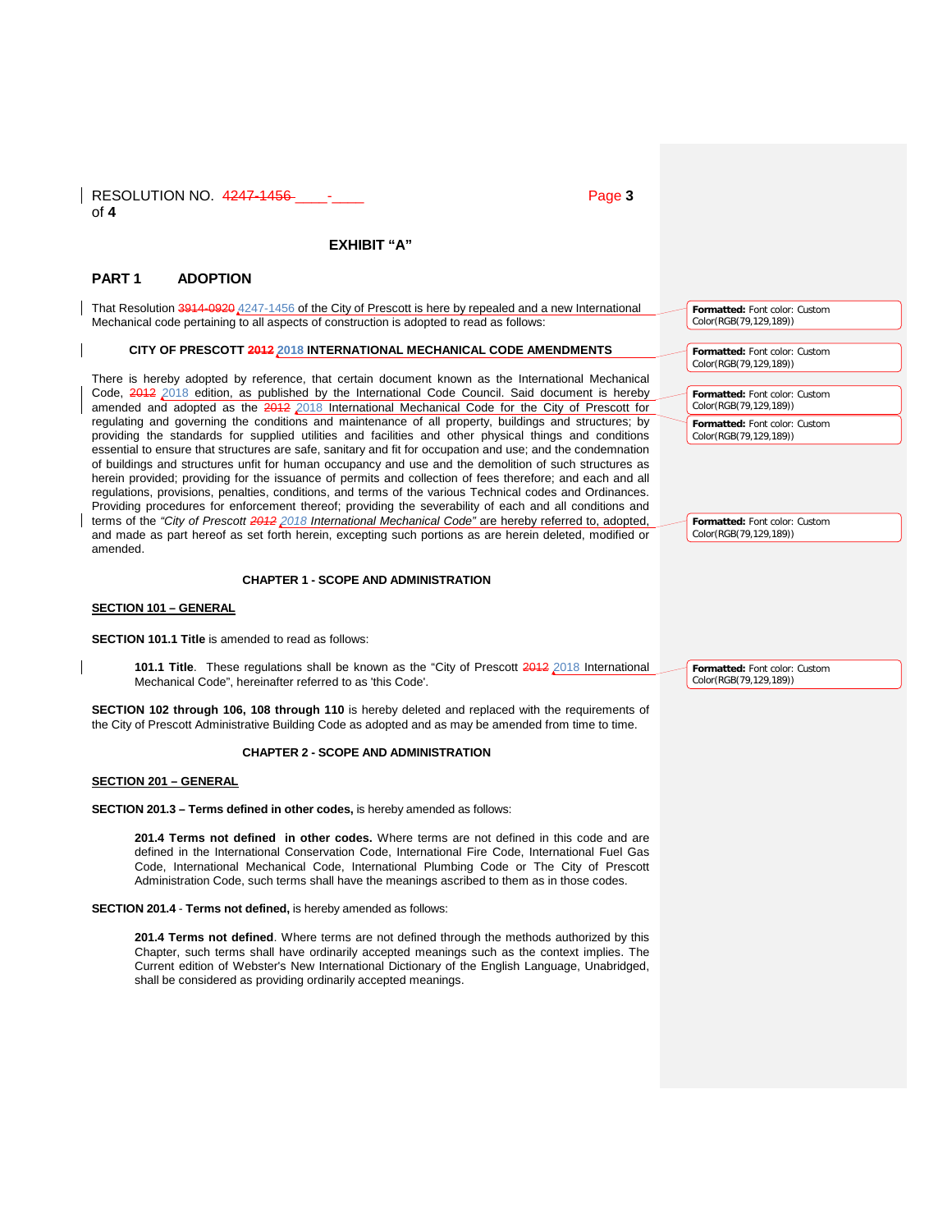RESOLUTION NO. ~~4247-1456~~ ____-____

# EXHIBIT "A"

## PART 1 ADOPTION

That Resolution ~~3914-0920~~ 4247-1456 of the City of Prescott is here by repealed and a new International Mechanical code pertaining to all aspects of construction is adopted to read as follows:

**CITY OF PRESCOTT ~~2012~~ 2018 INTERNATIONAL MECHANICAL CODE AMENDMENTS**

There is hereby adopted by reference, that certain document known as the International Mechanical Code, ~~2012~~ 2018 edition, as published by the International Code Council. Said document is hereby amended and adopted as the ~~2012~~ 2018 International Mechanical Code for the City of Prescott for regulating and governing the conditions and maintenance of all property, buildings and structures; by providing the standards for supplied utilities and facilities and other physical things and conditions essential to ensure that structures are safe, sanitary and fit for occupation and use; and the condemnation of buildings and structures unfit for human occupancy and use and the demolition of such structures as herein provided; providing for the issuance of permits and collection of fees therefore; and each and all regulations, provisions, penalties, conditions, and terms of the various Technical codes and Ordinances. Providing procedures for enforcement thereof; providing the severability of each and all conditions and terms of the *"City of Prescott ~~2012~~ 2018 International Mechanical Code"* are hereby referred to, adopted, and made as part hereof as set forth herein, excepting such portions as are herein deleted, modified or amended.

**CHAPTER 1 - SCOPE AND ADMINISTRATION**

**SECTION 101 – GENERAL**

**SECTION 101.1 Title** is amended to read as follows:

> **101.1 Title**. These regulations shall be known as the "City of Prescott ~~2012~~ 2018 International Mechanical Code", hereinafter referred to as 'this Code'.

**SECTION 102 through 106, 108 through 110** is hereby deleted and replaced with the requirements of the City of Prescott Administrative Building Code as adopted and as may be amended from time to time.

**CHAPTER 2 - SCOPE AND ADMINISTRATION**

**SECTION 201 – GENERAL**

**SECTION 201.3 – Terms defined in other codes,** is hereby amended as follows:

> **201.4 Terms not defined in other codes.** Where terms are not defined in this code and are defined in the International Conservation Code, International Fire Code, International Fuel Gas Code, International Mechanical Code, International Plumbing Code or The City of Prescott Administration Code, such terms shall have the meanings ascribed to them as in those codes.

**SECTION 201.4** - **Terms not defined,** is hereby amended as follows:

> **201.4 Terms not defined**. Where terms are not defined through the methods authorized by this Chapter, such terms shall have ordinarily accepted meanings such as the context implies. The Current edition of Webster's New International Dictionary of the English Language, Unabridged, shall be considered as providing ordinarily accepted meanings.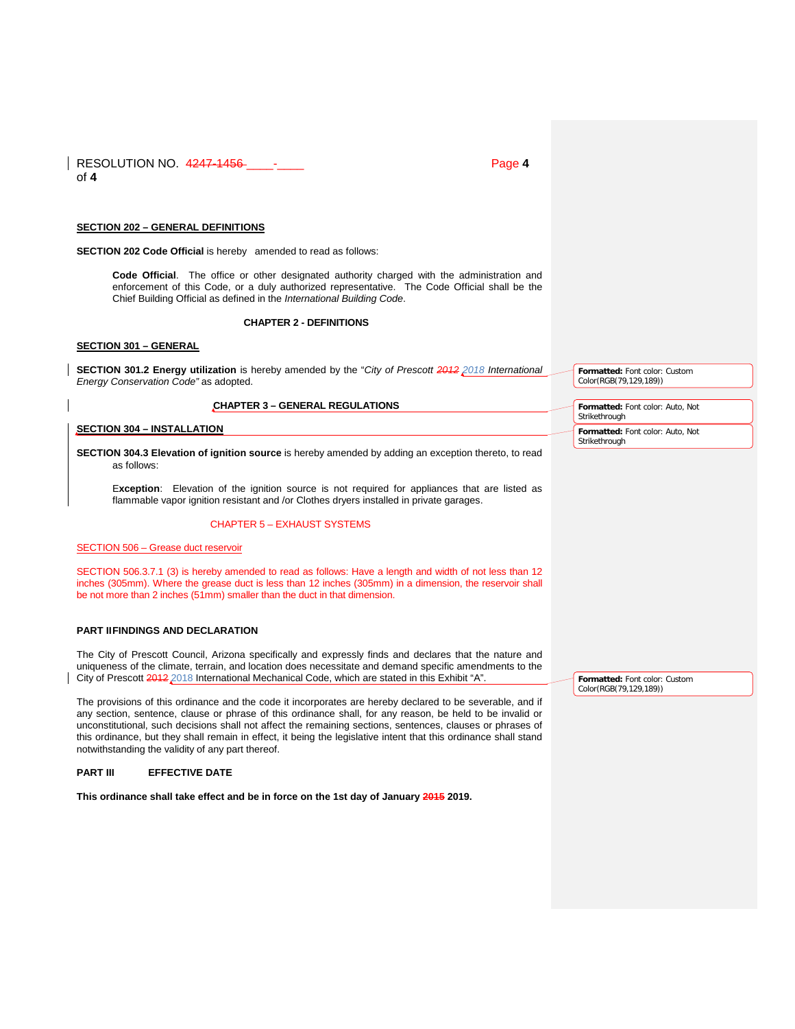SECTION 202 – GENERAL DEFINITIONS

**SECTION 202 Code Official** is hereby amended to read as follows:

> **Code Official**. The office or other designated authority charged with the administration and enforcement of this Code, or a duly authorized representative. The Code Official shall be the Chief Building Official as defined in the *International Building Code*.

**CHAPTER 2 - DEFINITIONS**

**SECTION 301 – GENERAL**

**SECTION 301.2 Energy utilization** is hereby amended by the "*City of Prescott* ~~*2012*~~ *2018 International Energy Conservation Code"* as adopted.

**CHAPTER 3 – GENERAL REGULATIONS**

**SECTION 304 – INSTALLATION**

**SECTION 304.3 Elevation of ignition source** is hereby amended by adding an exception thereto, to read as follows:

> **Exception**: Elevation of the ignition source is not required for appliances that are listed as flammable vapor ignition resistant and /or Clothes dryers installed in private garages.

CHAPTER 5 – EXHAUST SYSTEMS

SECTION 506 – Grease duct reservoir

SECTION 506.3.7.1 (3) is hereby amended to read as follows: Have a length and width of not less than 12 inches (305mm). Where the grease duct is less than 12 inches (305mm) in a dimension, the reservoir shall be not more than 2 inches (51mm) smaller than the duct in that dimension.

**PART II FINDINGS AND DECLARATION**

The City of Prescott Council, Arizona specifically and expressly finds and declares that the nature and uniqueness of the climate, terrain, and location does necessitate and demand specific amendments to the City of Prescott ~~2012~~ 2018 International Mechanical Code, which are stated in this Exhibit "A".

The provisions of this ordinance and the code it incorporates are hereby declared to be severable, and if any section, sentence, clause or phrase of this ordinance shall, for any reason, be held to be invalid or unconstitutional, such decisions shall not affect the remaining sections, sentences, clauses or phrases of this ordinance, but they shall remain in effect, it being the legislative intent that this ordinance shall stand notwithstanding the validity of any part thereof.

**PART III EFFECTIVE DATE**

**This ordinance shall take effect and be in force on the 1st day of January ~~2015~~ 2019.**